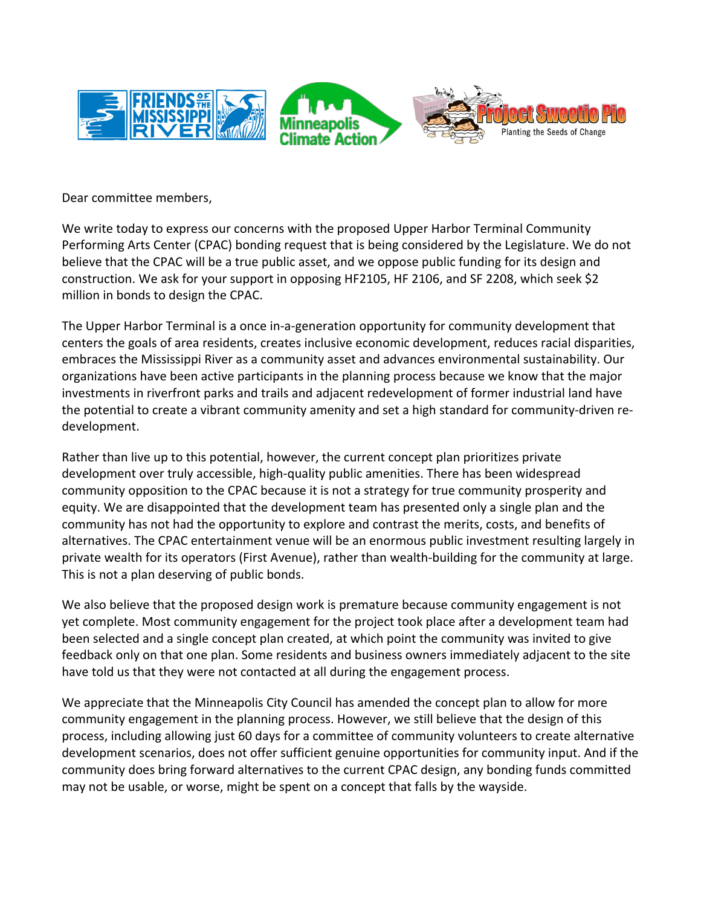Dear committee members,

We write today to express our concerns with the proposed Upper Harbor Terminal Community Performing Arts Center (CPAC) bonding request that is being considered by the Legislature. We do not believe that the CPAC will be a true public asset, and we oppose public funding for its design and construction. We ask for your support in opposing HF2105, HF 2106, and SF 2208, which seek $2 million in bonds to design the CPAC.

The Upper Harbor Terminal is a once in-a-generation opportunity for community development that centers the goals of area residents, creates inclusive economic development, reduces racial disparities, embraces the Mississippi River as a community asset and advances environmental sustainability. Our organizations have been active participants in the planning process because we know that the major investments in riverfront parks and trails and adjacent redevelopment of former industrial land have the potential to create a vibrant community amenity and set a high standard for community-driven re-development.

Rather than live up to this potential, however, the current concept plan prioritizes private development over truly accessible, high-quality public amenities. There has been widespread community opposition to the CPAC because it is not a strategy for true community prosperity and equity. We are disappointed that the development team has presented only a single plan and the community has not had the opportunity to explore and contrast the merits, costs, and benefits of alternatives. The CPAC entertainment venue will be an enormous public investment resulting largely in private wealth for its operators (First Avenue), rather than wealth-building for the community at large. This is not a plan deserving of public bonds.

We also believe that the proposed design work is premature because community engagement is not yet complete. Most community engagement for the project took place after a development team had been selected and a single concept plan created, at which point the community was invited to give feedback only on that one plan. Some residents and business owners immediately adjacent to the site have told us that they were not contacted at all during the engagement process.

We appreciate that the Minneapolis City Council has amended the concept plan to allow for more community engagement in the planning process. However, we still believe that the design of this process, including allowing just 60 days for a committee of community volunteers to create alternative development scenarios, does not offer sufficient genuine opportunities for community input. And if the community does bring forward alternatives to the current CPAC design, any bonding funds committed may not be usable, or worse, might be spent on a concept that falls by the wayside.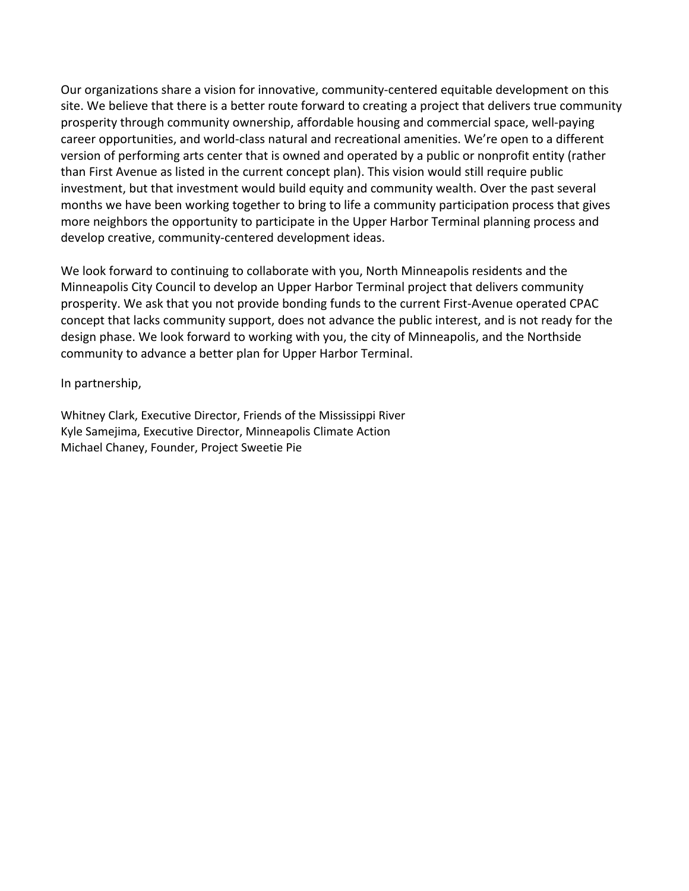Our organizations share a vision for innovative, community-centered equitable development on this site. We believe that there is a better route forward to creating a project that delivers true community prosperity through community ownership, affordable housing and commercial space, well-paying career opportunities, and world-class natural and recreational amenities. We're open to a different version of performing arts center that is owned and operated by a public or nonprofit entity (rather than First Avenue as listed in the current concept plan). This vision would still require public investment, but that investment would build equity and community wealth. Over the past several months we have been working together to bring to life a community participation process that gives more neighbors the opportunity to participate in the Upper Harbor Terminal planning process and develop creative, community-centered development ideas.

We look forward to continuing to collaborate with you, North Minneapolis residents and the Minneapolis City Council to develop an Upper Harbor Terminal project that delivers community prosperity. We ask that you not provide bonding funds to the current First-Avenue operated CPAC concept that lacks community support, does not advance the public interest, and is not ready for the design phase. We look forward to working with you, the city of Minneapolis, and the Northside community to advance a better plan for Upper Harbor Terminal.

In partnership,

Whitney Clark, Executive Director, Friends of the Mississippi River
Kyle Samejima, Executive Director, Minneapolis Climate Action
Michael Chaney, Founder, Project Sweetie Pie